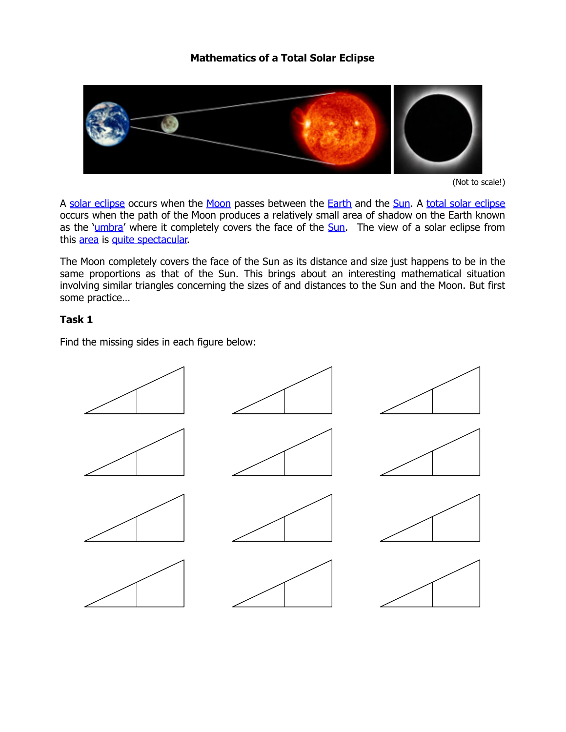**Mathematics of a Total Solar Eclipse**

(Not to scale!)

A solar eclipse occurs when the Moon passes between the Earth and the Sun. A total solar eclipse occurs when the path of the Moon produces a relatively small area of shadow on the Earth known as the 'umbra' where it completely covers the face of the Sun. The view of a solar eclipse from this area is quite spectacular.

The Moon completely covers the face of the Sun as its distance and size just happens to be in the same proportions as that of the Sun. This brings about an interesting mathematical situation involving similar triangles concerning the sizes of and distances to the Sun and the Moon. But first some practice…

**Task 1**

Find the missing sides in each figure below: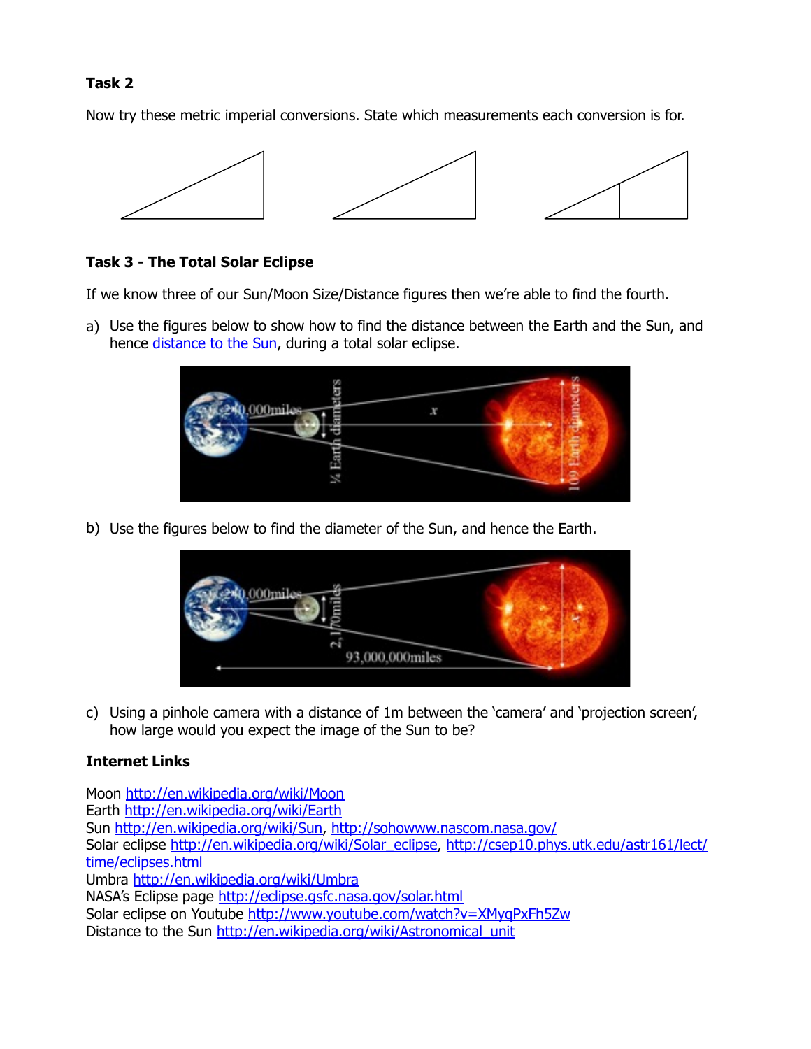**Task 2**

Now try these metric imperial conversions. State which measurements each conversion is for.

**Task 3 - The Total Solar Eclipse**

If we know three of our Sun/Moon Size/Distance figures then we're able to find the fourth.

a) Use the figures below to show how to find the distance between the Earth and the Sun, and hence distance to the Sun, during a total solar eclipse.

b) Use the figures below to find the diameter of the Sun, and hence the Earth.

c) Using a pinhole camera with a distance of 1m between the 'camera' and 'projection screen', how large would you expect the image of the Sun to be?

**Internet Links**

Moon http://en.wikipedia.org/wiki/Moon
Earth http://en.wikipedia.org/wiki/Earth
Sun http://en.wikipedia.org/wiki/Sun, http://sohowww.nascom.nasa.gov/
Solar eclipse http://en.wikipedia.org/wiki/Solar_eclipse, http://csep10.phys.utk.edu/astr161/lect/time/eclipses.html
Umbra http://en.wikipedia.org/wiki/Umbra
NASA's Eclipse page http://eclipse.gsfc.nasa.gov/solar.html
Solar eclipse on Youtube http://www.youtube.com/watch?v=XMyqPxFh5Zw
Distance to the Sun http://en.wikipedia.org/wiki/Astronomical_unit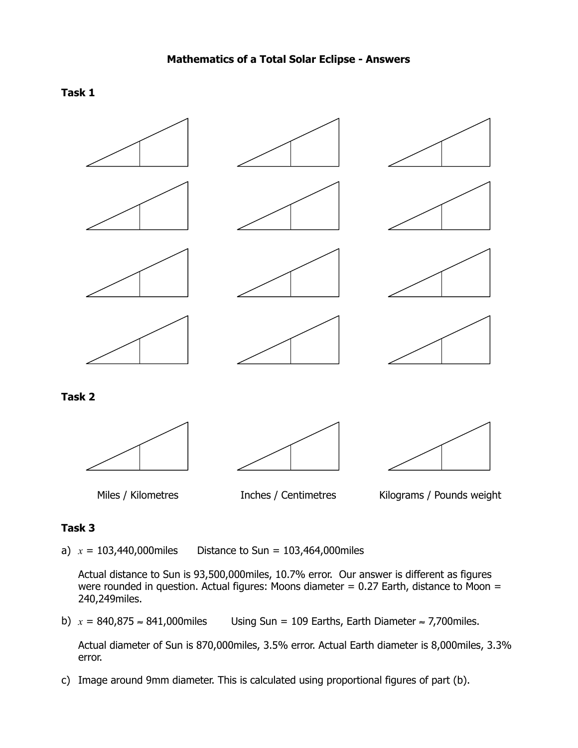# Mathematics of a Total Solar Eclipse - Answers

## Task 1

## Task 2

Miles / Kilometres

Inches / Centimetres

Kilograms / Pounds weight

## Task 3

a) $x$ = 103,440,000miles  Distance to Sun = 103,464,000miles

Actual distance to Sun is 93,500,000miles, 10.7% error. Our answer is different as figures were rounded in question. Actual figures: Moons diameter = 0.27 Earth, distance to Moon = 240,249miles.

b) $x$ = 840,875 $\approx$ 841,000miles  Using Sun = 109 Earths, Earth Diameter $\approx$ 7,700miles.

Actual diameter of Sun is 870,000miles, 3.5% error. Actual Earth diameter is 8,000miles, 3.3% error.

c) Image around 9mm diameter. This is calculated using proportional figures of part (b).